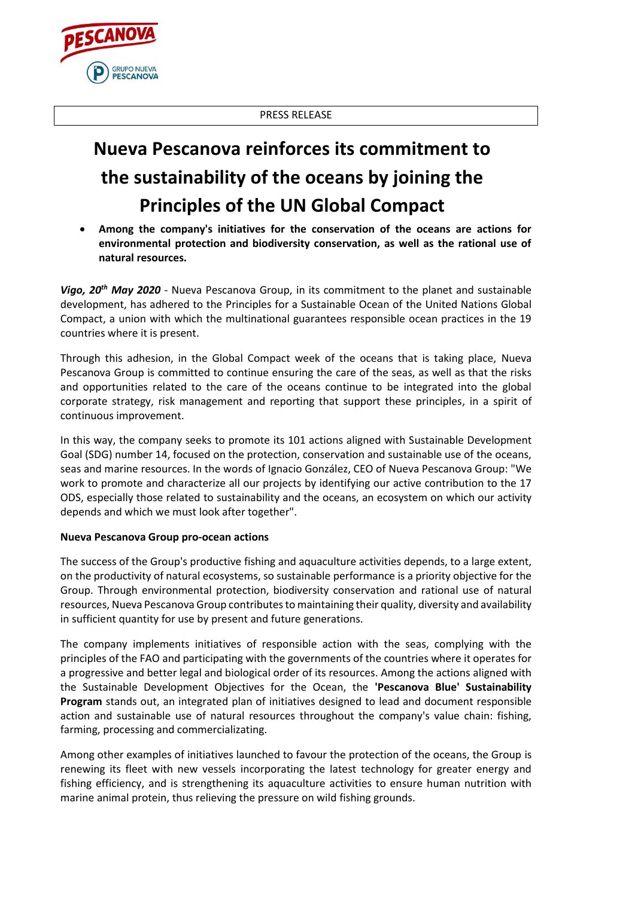PRESS RELEASE

# Nueva Pescanova reinforces its commitment to the sustainability of the oceans by joining the Principles of the UN Global Compact

- **Among the company's initiatives for the conservation of the oceans are actions for environmental protection and biodiversity conservation, as well as the rational use of natural resources.**

***Vigo, 20th May 2020*** - Nueva Pescanova Group, in its commitment to the planet and sustainable development, has adhered to the Principles for a Sustainable Ocean of the United Nations Global Compact, a union with which the multinational guarantees responsible ocean practices in the 19 countries where it is present.

Through this adhesion, in the Global Compact week of the oceans that is taking place, Nueva Pescanova Group is committed to continue ensuring the care of the seas, as well as that the risks and opportunities related to the care of the oceans continue to be integrated into the global corporate strategy, risk management and reporting that support these principles, in a spirit of continuous improvement.

In this way, the company seeks to promote its 101 actions aligned with Sustainable Development Goal (SDG) number 14, focused on the protection, conservation and sustainable use of the oceans, seas and marine resources. In the words of Ignacio González, CEO of Nueva Pescanova Group: "We work to promote and characterize all our projects by identifying our active contribution to the 17 ODS, especially those related to sustainability and the oceans, an ecosystem on which our activity depends and which we must look after together".

**Nueva Pescanova Group pro-ocean actions**

The success of the Group's productive fishing and aquaculture activities depends, to a large extent, on the productivity of natural ecosystems, so sustainable performance is a priority objective for the Group. Through environmental protection, biodiversity conservation and rational use of natural resources, Nueva Pescanova Group contributes to maintaining their quality, diversity and availability in sufficient quantity for use by present and future generations.

The company implements initiatives of responsible action with the seas, complying with the principles of the FAO and participating with the governments of the countries where it operates for a progressive and better legal and biological order of its resources. Among the actions aligned with the Sustainable Development Objectives for the Ocean, the **'Pescanova Blue' Sustainability Program** stands out, an integrated plan of initiatives designed to lead and document responsible action and sustainable use of natural resources throughout the company's value chain: fishing, farming, processing and commercializating.

Among other examples of initiatives launched to favour the protection of the oceans, the Group is renewing its fleet with new vessels incorporating the latest technology for greater energy and fishing efficiency, and is strengthening its aquaculture activities to ensure human nutrition with marine animal protein, thus relieving the pressure on wild fishing grounds.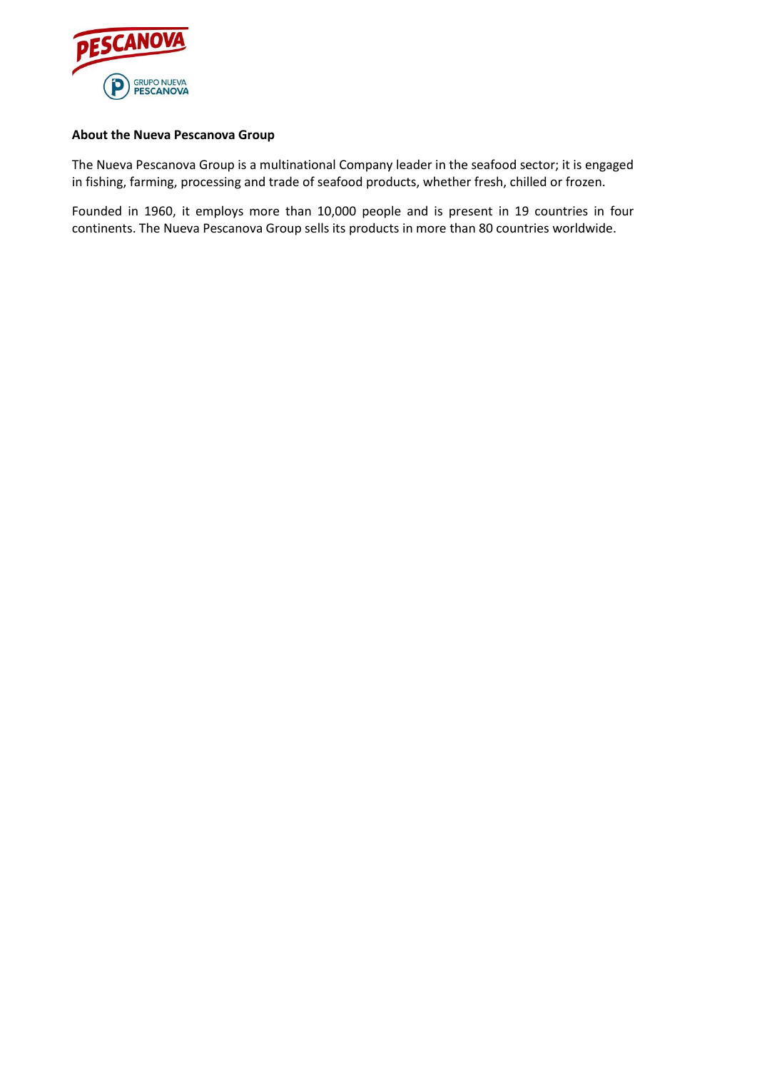**About the Nueva Pescanova Group**

The Nueva Pescanova Group is a multinational Company leader in the seafood sector; it is engaged in fishing, farming, processing and trade of seafood products, whether fresh, chilled or frozen.

Founded in 1960, it employs more than 10,000 people and is present in 19 countries in four continents. The Nueva Pescanova Group sells its products in more than 80 countries worldwide.